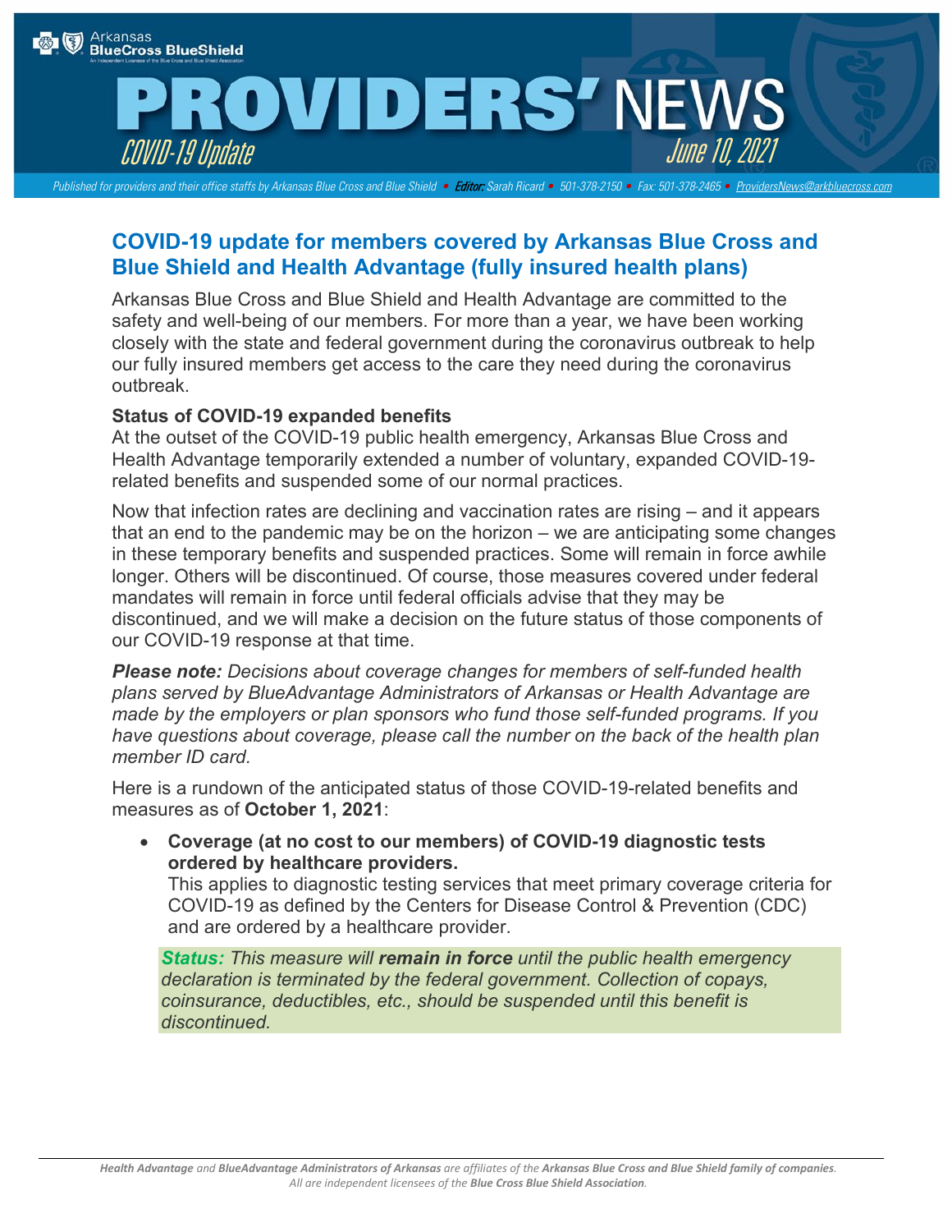# PROVIDERS' NEWS

*COVID-19 Update* — *June 10, 2021*

*Published for providers and their office staffs by Arkansas Blue Cross and Blue Shield • Editor: Sarah Ricard • 501-378-2150 • Fax: 501-378-2465 • ProvidersNews@arkbluecross.com*

## COVID-19 update for members covered by Arkansas Blue Cross and Blue Shield and Health Advantage (fully insured health plans)

Arkansas Blue Cross and Blue Shield and Health Advantage are committed to the safety and well-being of our members. For more than a year, we have been working closely with the state and federal government during the coronavirus outbreak to help our fully insured members get access to the care they need during the coronavirus outbreak.

**Status of COVID-19 expanded benefits**

At the outset of the COVID-19 public health emergency, Arkansas Blue Cross and Health Advantage temporarily extended a number of voluntary, expanded COVID-19-related benefits and suspended some of our normal practices.

Now that infection rates are declining and vaccination rates are rising – and it appears that an end to the pandemic may be on the horizon – we are anticipating some changes in these temporary benefits and suspended practices. Some will remain in force awhile longer. Others will be discontinued. Of course, those measures covered under federal mandates will remain in force until federal officials advise that they may be discontinued, and we will make a decision on the future status of those components of our COVID-19 response at that time.

***Please note:*** *Decisions about coverage changes for members of self-funded health plans served by BlueAdvantage Administrators of Arkansas or Health Advantage are made by the employers or plan sponsors who fund those self-funded programs. If you have questions about coverage, please call the number on the back of the health plan member ID card.*

Here is a rundown of the anticipated status of those COVID-19-related benefits and measures as of **October 1, 2021**:

- **Coverage (at no cost to our members) of COVID-19 diagnostic tests ordered by healthcare providers.**
  This applies to diagnostic testing services that meet primary coverage criteria for COVID-19 as defined by the Centers for Disease Control & Prevention (CDC) and are ordered by a healthcare provider.

  ***Status:*** *This measure will* ***remain in force*** *until the public health emergency declaration is terminated by the federal government. Collection of copays, coinsurance, deductibles, etc., should be suspended until this benefit is discontinued.*

***Health Advantage*** *and* ***BlueAdvantage Administrators of Arkansas*** *are affiliates of the* ***Arkansas Blue Cross and Blue Shield family of companies****. All are independent licensees of the* ***Blue Cross Blue Shield Association****.*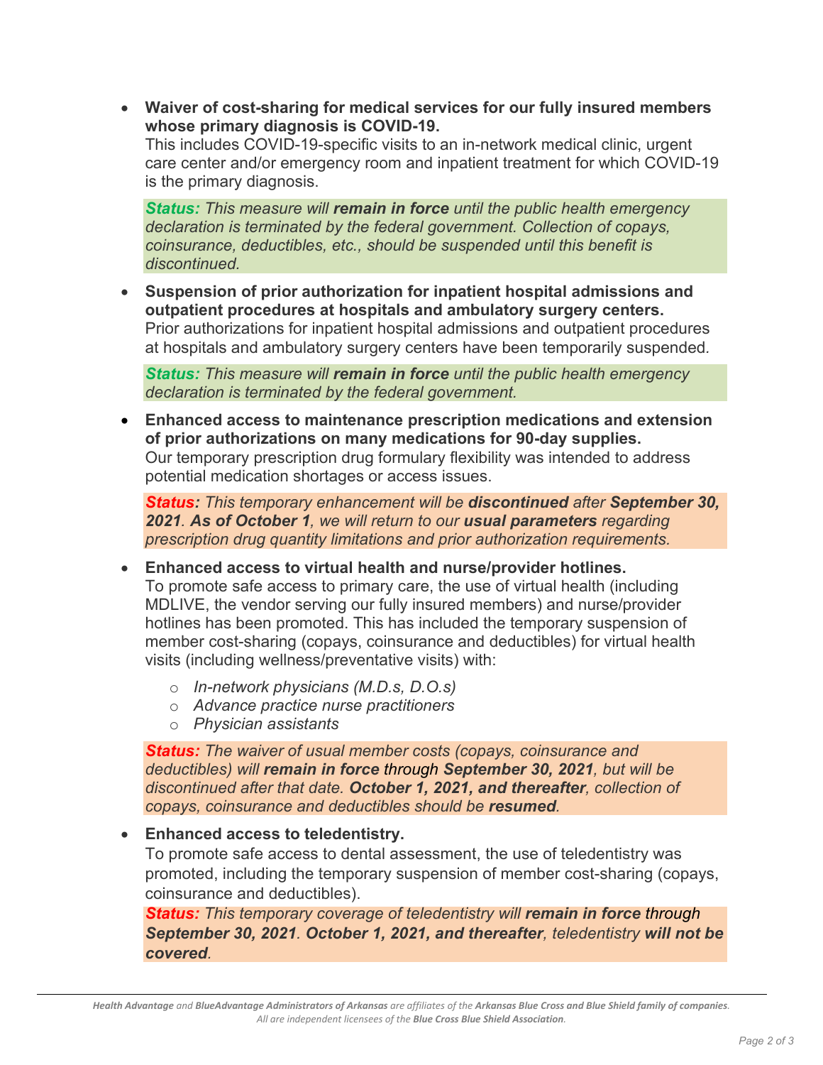- **Waiver of cost-sharing for medical services for our fully insured members whose primary diagnosis is COVID-19.**
  This includes COVID-19-specific visits to an in-network medical clinic, urgent care center and/or emergency room and inpatient treatment for which COVID-19 is the primary diagnosis.

  ***Status:*** *This measure will **remain in force** until the public health emergency declaration is terminated by the federal government. Collection of copays, coinsurance, deductibles, etc., should be suspended until this benefit is discontinued.*

- **Suspension of prior authorization for inpatient hospital admissions and outpatient procedures at hospitals and ambulatory surgery centers.**
  Prior authorizations for inpatient hospital admissions and outpatient procedures at hospitals and ambulatory surgery centers have been temporarily suspended.

  ***Status:*** *This measure will **remain in force** until the public health emergency declaration is terminated by the federal government.*

- **Enhanced access to maintenance prescription medications and extension of prior authorizations on many medications for 90-day supplies.**
  Our temporary prescription drug formulary flexibility was intended to address potential medication shortages or access issues.

  ***Status:*** *This temporary enhancement will be **discontinued** after **September 30, 2021**. **As of October 1**, we will return to our **usual parameters** regarding prescription drug quantity limitations and prior authorization requirements.*

- **Enhanced access to virtual health and nurse/provider hotlines.**
  To promote safe access to primary care, the use of virtual health (including MDLIVE, the vendor serving our fully insured members) and nurse/provider hotlines has been promoted. This has included the temporary suspension of member cost-sharing (copays, coinsurance and deductibles) for virtual health visits (including wellness/preventative visits) with:
  - *In-network physicians (M.D.s, D.O.s)*
  - *Advance practice nurse practitioners*
  - *Physician assistants*

  ***Status:*** *The waiver of usual member costs (copays, coinsurance and deductibles) will **remain in force** through **September 30, 2021**, but will be discontinued after that date. **October 1, 2021, and thereafter**, collection of copays, coinsurance and deductibles should be **resumed**.*

- **Enhanced access to teledentistry.**
  To promote safe access to dental assessment, the use of teledentistry was promoted, including the temporary suspension of member cost-sharing (copays, coinsurance and deductibles).

  ***Status:*** *This temporary coverage of teledentistry will **remain in force** through **September 30, 2021**. **October 1, 2021, and thereafter**, teledentistry **will not be covered**.*

*__Health Advantage__ and __BlueAdvantage Administrators of Arkansas__ are affiliates of the __Arkansas Blue Cross and Blue Shield family of companies__. All are independent licensees of the __Blue Cross Blue Shield Association__.*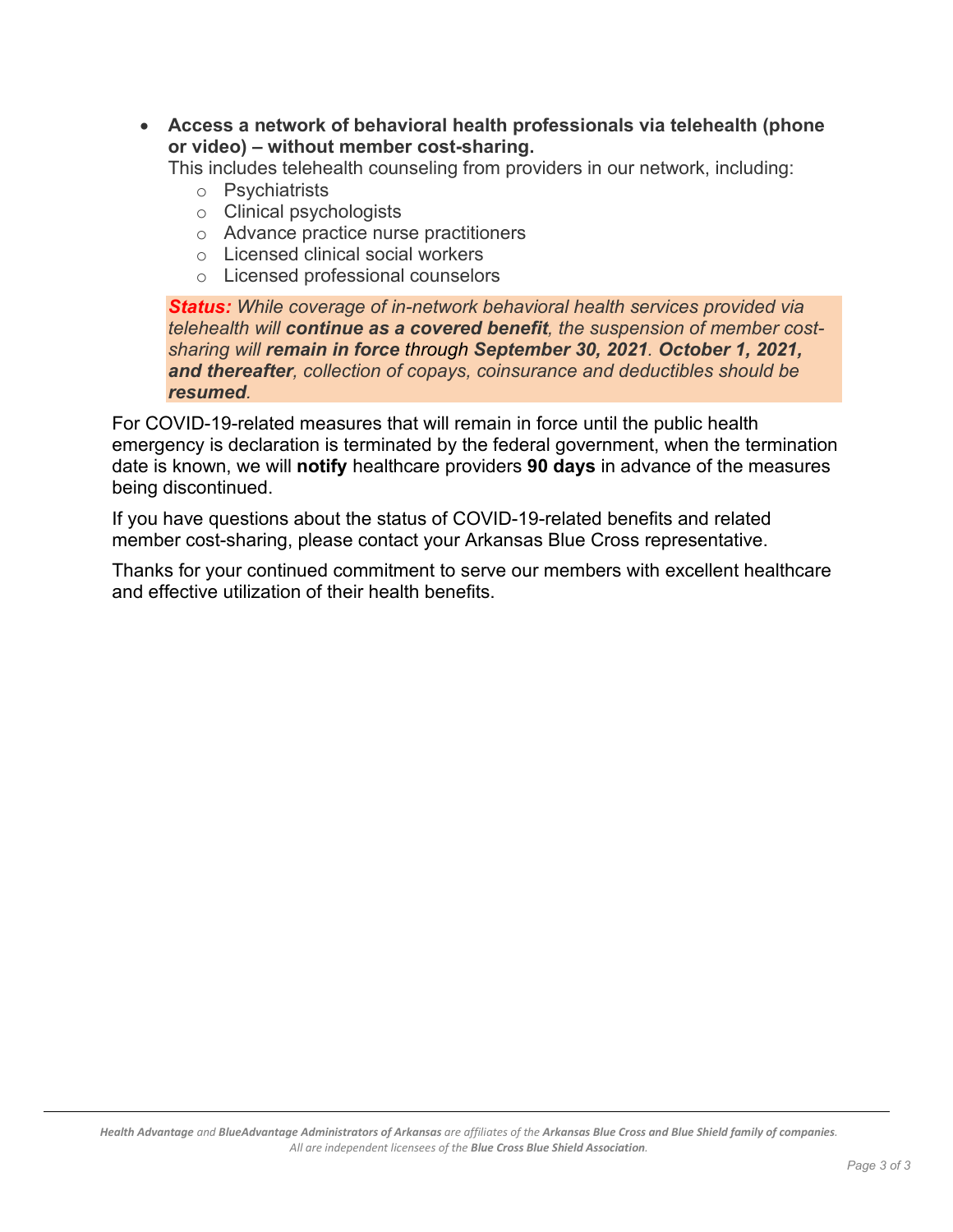- **Access a network of behavioral health professionals via telehealth (phone or video) – without member cost-sharing.**
  This includes telehealth counseling from providers in our network, including:
    - Psychiatrists
    - Clinical psychologists
    - Advance practice nurse practitioners
    - Licensed clinical social workers
    - Licensed professional counselors

  ***Status:*** *While coverage of in-network behavioral health services provided via telehealth will **continue as a covered benefit**, the suspension of member cost-sharing will **remain in force** through **September 30, 2021**. **October 1, 2021, and thereafter**, collection of copays, coinsurance and deductibles should be **resumed**.*

For COVID-19-related measures that will remain in force until the public health emergency is declaration is terminated by the federal government, when the termination date is known, we will **notify** healthcare providers **90 days** in advance of the measures being discontinued.

If you have questions about the status of COVID-19-related benefits and related member cost-sharing, please contact your Arkansas Blue Cross representative.

Thanks for your continued commitment to serve our members with excellent healthcare and effective utilization of their health benefits.

***Health Advantage** and **BlueAdvantage Administrators of Arkansas** are affiliates of the **Arkansas Blue Cross and Blue Shield family of companies**.*
*All are independent licensees of the **Blue Cross Blue Shield Association**.*